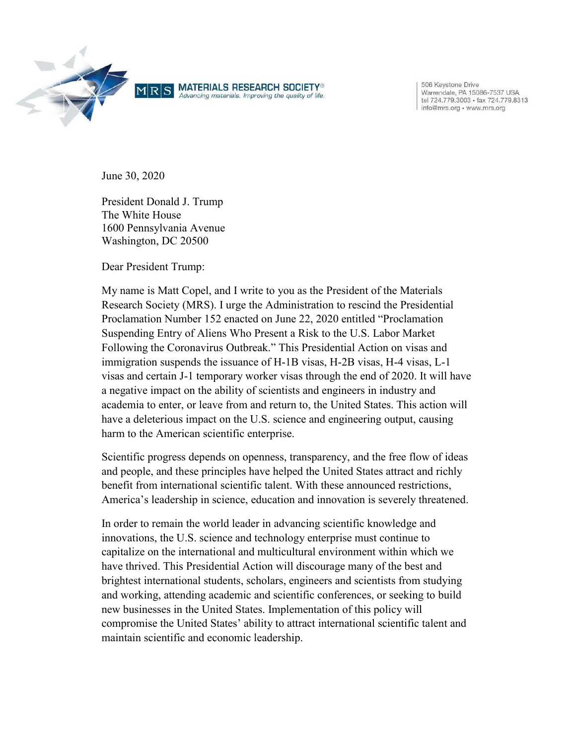MRS **MATERIALS RESEARCH SOCIETY®**
*Advancing materials. Improving the quality of life.*

506 Keystone Drive
Warrendale, PA 15086-7537 USA
tel 724.779.3003 • fax 724.779.8313
info@mrs.org • www.mrs.org

June 30, 2020

President Donald J. Trump
The White House
1600 Pennsylvania Avenue
Washington, DC 20500

Dear President Trump:

My name is Matt Copel, and I write to you as the President of the Materials Research Society (MRS). I urge the Administration to rescind the Presidential Proclamation Number 152 enacted on June 22, 2020 entitled "Proclamation Suspending Entry of Aliens Who Present a Risk to the U.S. Labor Market Following the Coronavirus Outbreak." This Presidential Action on visas and immigration suspends the issuance of H-1B visas, H-2B visas, H-4 visas, L-1 visas and certain J-1 temporary worker visas through the end of 2020. It will have a negative impact on the ability of scientists and engineers in industry and academia to enter, or leave from and return to, the United States. This action will have a deleterious impact on the U.S. science and engineering output, causing harm to the American scientific enterprise.

Scientific progress depends on openness, transparency, and the free flow of ideas and people, and these principles have helped the United States attract and richly benefit from international scientific talent. With these announced restrictions, America's leadership in science, education and innovation is severely threatened.

In order to remain the world leader in advancing scientific knowledge and innovations, the U.S. science and technology enterprise must continue to capitalize on the international and multicultural environment within which we have thrived. This Presidential Action will discourage many of the best and brightest international students, scholars, engineers and scientists from studying and working, attending academic and scientific conferences, or seeking to build new businesses in the United States. Implementation of this policy will compromise the United States' ability to attract international scientific talent and maintain scientific and economic leadership.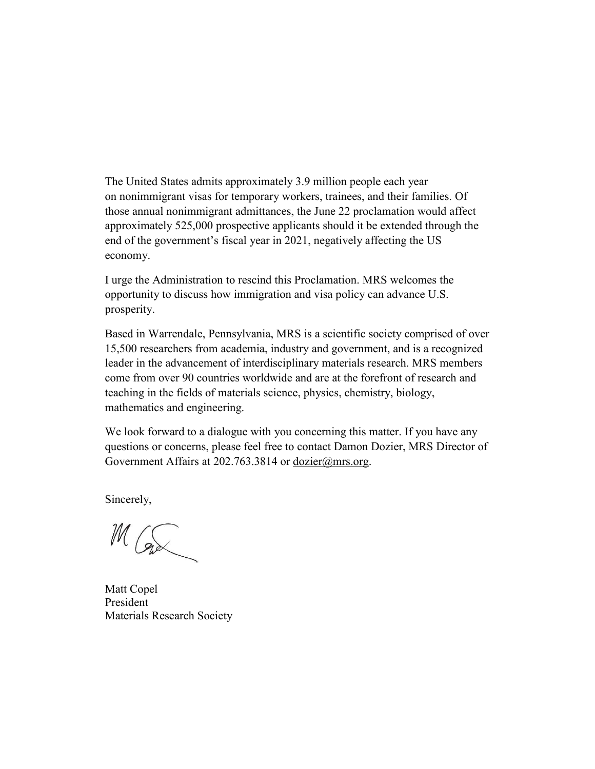The United States admits approximately 3.9 million people each year on nonimmigrant visas for temporary workers, trainees, and their families. Of those annual nonimmigrant admittances, the June 22 proclamation would affect approximately 525,000 prospective applicants should it be extended through the end of the government's fiscal year in 2021, negatively affecting the US economy.

I urge the Administration to rescind this Proclamation. MRS welcomes the opportunity to discuss how immigration and visa policy can advance U.S. prosperity.

Based in Warrendale, Pennsylvania, MRS is a scientific society comprised of over 15,500 researchers from academia, industry and government, and is a recognized leader in the advancement of interdisciplinary materials research. MRS members come from over 90 countries worldwide and are at the forefront of research and teaching in the fields of materials science, physics, chemistry, biology, mathematics and engineering.

We look forward to a dialogue with you concerning this matter. If you have any questions or concerns, please feel free to contact Damon Dozier, MRS Director of Government Affairs at 202.763.3814 or dozier@mrs.org.

Sincerely,

Matt Copel
President
Materials Research Society